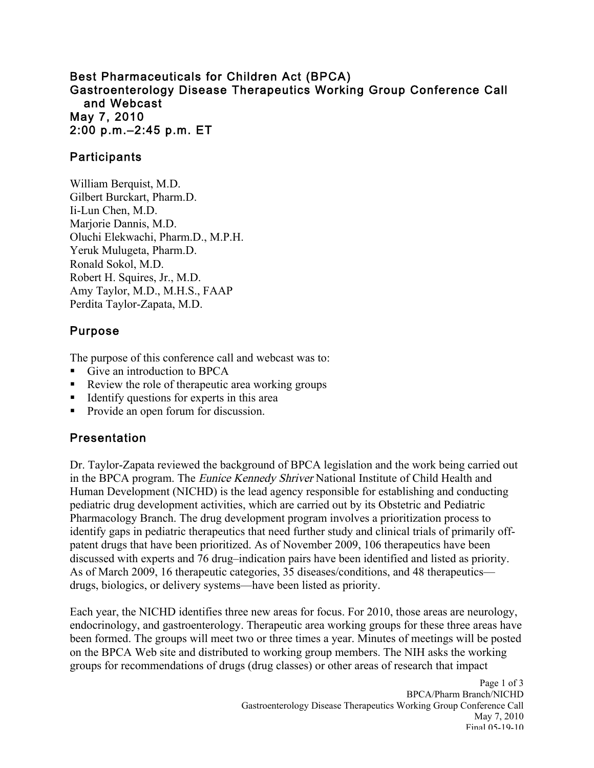# Best Pharmaceuticals for Children Act (BPCA)
# Gastroenterology Disease Therapeutics Working Group Conference Call and Webcast
# May 7, 2010
# 2:00 p.m.–2:45 p.m. ET

## Participants

William Berquist, M.D.
Gilbert Burckart, Pharm.D.
Ii-Lun Chen, M.D.
Marjorie Dannis, M.D.
Oluchi Elekwachi, Pharm.D., M.P.H.
Yeruk Mulugeta, Pharm.D.
Ronald Sokol, M.D.
Robert H. Squires, Jr., M.D.
Amy Taylor, M.D., M.H.S., FAAP
Perdita Taylor-Zapata, M.D.

## Purpose

The purpose of this conference call and webcast was to:

- Give an introduction to BPCA
- Review the role of therapeutic area working groups
- Identify questions for experts in this area
- Provide an open forum for discussion.

## Presentation

Dr. Taylor-Zapata reviewed the background of BPCA legislation and the work being carried out in the BPCA program. The *Eunice Kennedy Shriver* National Institute of Child Health and Human Development (NICHD) is the lead agency responsible for establishing and conducting pediatric drug development activities, which are carried out by its Obstetric and Pediatric Pharmacology Branch. The drug development program involves a prioritization process to identify gaps in pediatric therapeutics that need further study and clinical trials of primarily off-patent drugs that have been prioritized. As of November 2009, 106 therapeutics have been discussed with experts and 76 drug–indication pairs have been identified and listed as priority. As of March 2009, 16 therapeutic categories, 35 diseases/conditions, and 48 therapeutics—drugs, biologics, or delivery systems—have been listed as priority.

Each year, the NICHD identifies three new areas for focus. For 2010, those areas are neurology, endocrinology, and gastroenterology. Therapeutic area working groups for these three areas have been formed. The groups will meet two or three times a year. Minutes of meetings will be posted on the BPCA Web site and distributed to working group members. The NIH asks the working groups for recommendations of drugs (drug classes) or other areas of research that impact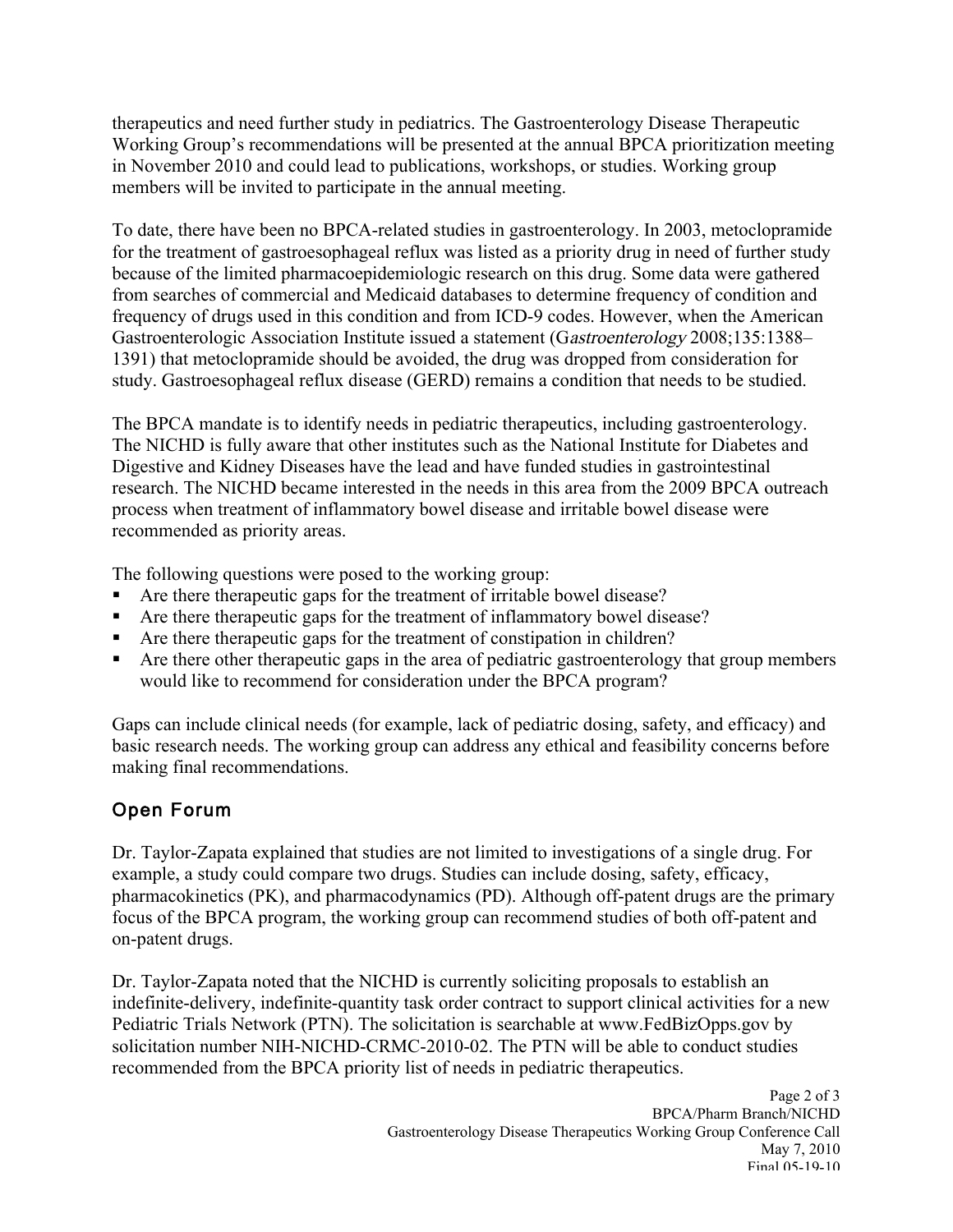therapeutics and need further study in pediatrics. The Gastroenterology Disease Therapeutic Working Group's recommendations will be presented at the annual BPCA prioritization meeting in November 2010 and could lead to publications, workshops, or studies. Working group members will be invited to participate in the annual meeting.

To date, there have been no BPCA-related studies in gastroenterology. In 2003, metoclopramide for the treatment of gastroesophageal reflux was listed as a priority drug in need of further study because of the limited pharmacoepidemiologic research on this drug. Some data were gathered from searches of commercial and Medicaid databases to determine frequency of condition and frequency of drugs used in this condition and from ICD-9 codes. However, when the American Gastroenterologic Association Institute issued a statement (*Gastroenterology* 2008;135:1388–1391) that metoclopramide should be avoided, the drug was dropped from consideration for study. Gastroesophageal reflux disease (GERD) remains a condition that needs to be studied.

The BPCA mandate is to identify needs in pediatric therapeutics, including gastroenterology. The NICHD is fully aware that other institutes such as the National Institute for Diabetes and Digestive and Kidney Diseases have the lead and have funded studies in gastrointestinal research. The NICHD became interested in the needs in this area from the 2009 BPCA outreach process when treatment of inflammatory bowel disease and irritable bowel disease were recommended as priority areas.

The following questions were posed to the working group:

- Are there therapeutic gaps for the treatment of irritable bowel disease?
- Are there therapeutic gaps for the treatment of inflammatory bowel disease?
- Are there therapeutic gaps for the treatment of constipation in children?
- Are there other therapeutic gaps in the area of pediatric gastroenterology that group members would like to recommend for consideration under the BPCA program?

Gaps can include clinical needs (for example, lack of pediatric dosing, safety, and efficacy) and basic research needs. The working group can address any ethical and feasibility concerns before making final recommendations.

## Open Forum

Dr. Taylor-Zapata explained that studies are not limited to investigations of a single drug. For example, a study could compare two drugs. Studies can include dosing, safety, efficacy, pharmacokinetics (PK), and pharmacodynamics (PD). Although off-patent drugs are the primary focus of the BPCA program, the working group can recommend studies of both off-patent and on-patent drugs.

Dr. Taylor-Zapata noted that the NICHD is currently soliciting proposals to establish an indefinite-delivery, indefinite-quantity task order contract to support clinical activities for a new Pediatric Trials Network (PTN). The solicitation is searchable at www.FedBizOpps.gov by solicitation number NIH-NICHD-CRMC-2010-02. The PTN will be able to conduct studies recommended from the BPCA priority list of needs in pediatric therapeutics.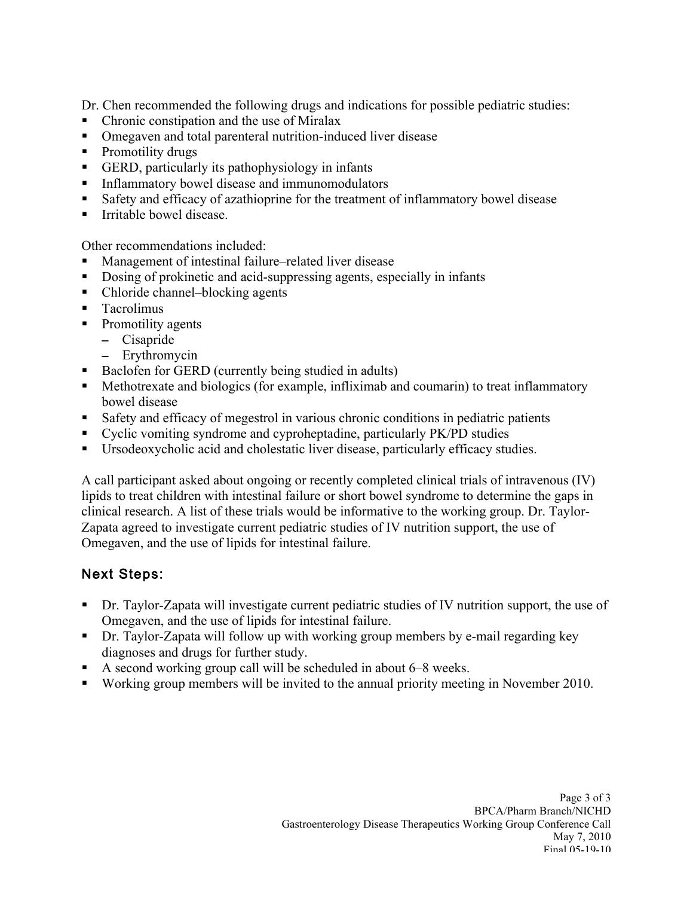Dr. Chen recommended the following drugs and indications for possible pediatric studies:

- Chronic constipation and the use of Miralax
- Omegaven and total parenteral nutrition-induced liver disease
- Promotility drugs
- GERD, particularly its pathophysiology in infants
- Inflammatory bowel disease and immunomodulators
- Safety and efficacy of azathioprine for the treatment of inflammatory bowel disease
- Irritable bowel disease.

Other recommendations included:

- Management of intestinal failure–related liver disease
- Dosing of prokinetic and acid-suppressing agents, especially in infants
- Chloride channel–blocking agents
- Tacrolimus
- Promotility agents
  - Cisapride
  - Erythromycin
- Baclofen for GERD (currently being studied in adults)
- Methotrexate and biologics (for example, infliximab and coumarin) to treat inflammatory bowel disease
- Safety and efficacy of megestrol in various chronic conditions in pediatric patients
- Cyclic vomiting syndrome and cyproheptadine, particularly PK/PD studies
- Ursodeoxycholic acid and cholestatic liver disease, particularly efficacy studies.

A call participant asked about ongoing or recently completed clinical trials of intravenous (IV) lipids to treat children with intestinal failure or short bowel syndrome to determine the gaps in clinical research. A list of these trials would be informative to the working group. Dr. Taylor-Zapata agreed to investigate current pediatric studies of IV nutrition support, the use of Omegaven, and the use of lipids for intestinal failure.

## Next Steps:

- Dr. Taylor-Zapata will investigate current pediatric studies of IV nutrition support, the use of Omegaven, and the use of lipids for intestinal failure.
- Dr. Taylor-Zapata will follow up with working group members by e-mail regarding key diagnoses and drugs for further study.
- A second working group call will be scheduled in about 6–8 weeks.
- Working group members will be invited to the annual priority meeting in November 2010.